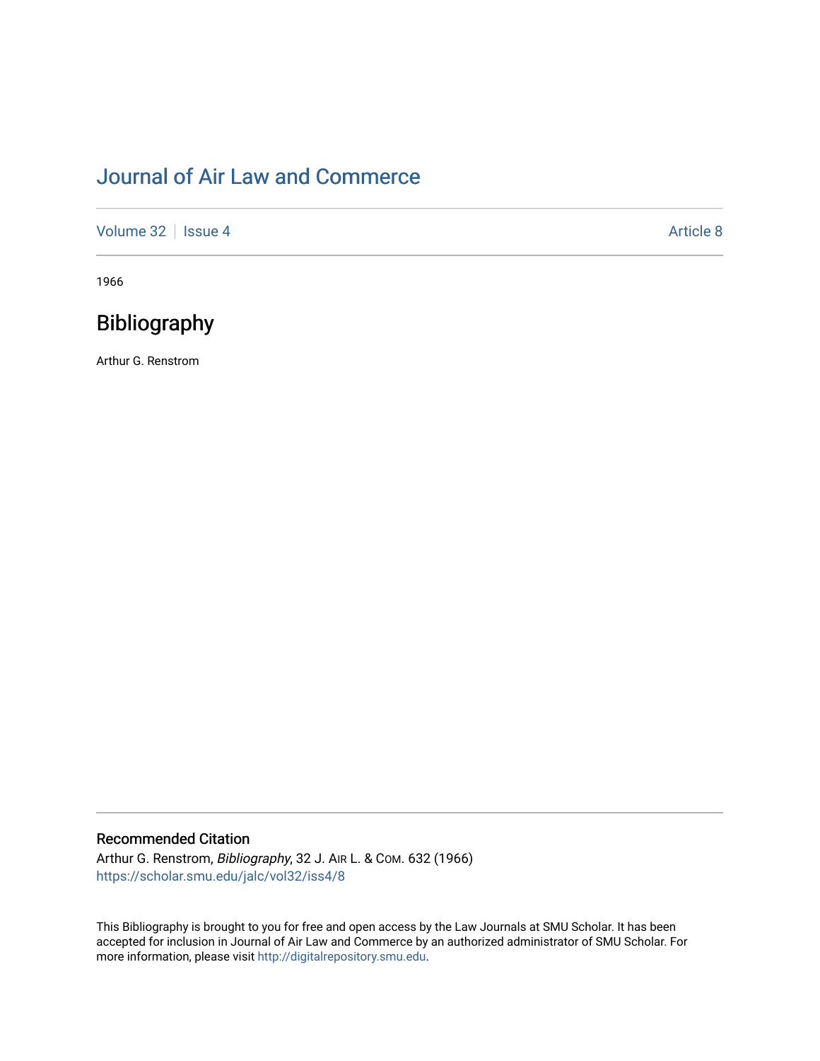# Journal of Air Law and Commerce

Volume 32 | Issue 4 | Article 8

1966

## Bibliography

Arthur G. Renstrom

### Recommended Citation

Arthur G. Renstrom, *Bibliography*, 32 J. AIR L. & COM. 632 (1966)
https://scholar.smu.edu/jalc/vol32/iss4/8

This Bibliography is brought to you for free and open access by the Law Journals at SMU Scholar. It has been accepted for inclusion in Journal of Air Law and Commerce by an authorized administrator of SMU Scholar. For more information, please visit http://digitalrepository.smu.edu.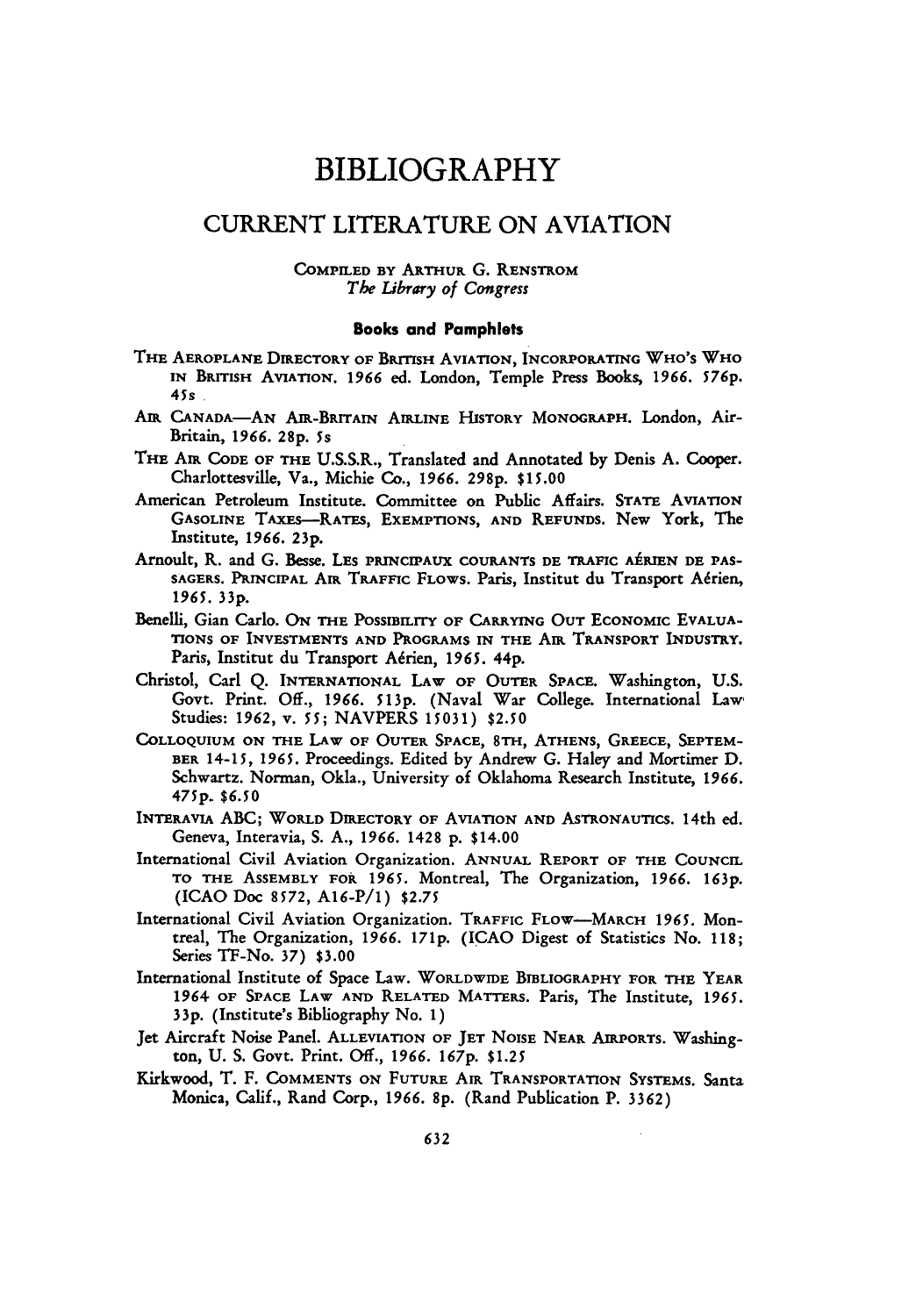# BIBLIOGRAPHY

## CURRENT LITERATURE ON AVIATION

COMPILED BY ARTHUR G. RENSTROM
*The Library of Congress*

### Books and Pamphlets

THE AEROPLANE DIRECTORY OF BRITISH AVIATION, INCORPORATING WHO'S WHO IN BRITISH AVIATION. 1966 ed. London, Temple Press Books, 1966. 576p. 45s

AIR CANADA—AN AIR-BRITAIN AIRLINE HISTORY MONOGRAPH. London, Air-Britain, 1966. 28p. 5s

THE AIR CODE OF THE U.S.S.R., Translated and Annotated by Denis A. Cooper. Charlottesville, Va., Michie Co., 1966. 298p. $15.00

American Petroleum Institute. Committee on Public Affairs. STATE AVIATION GASOLINE TAXES—RATES, EXEMPTIONS, AND REFUNDS. New York, The Institute, 1966. 23p.

Arnoult, R. and G. Besse. LES PRINCIPAUX COURANTS DE TRAFIC AÉRIEN DE PASSAGERS. PRINCIPAL AIR TRAFFIC FLOWS. Paris, Institut du Transport Aérien, 1965. 33p.

Benelli, Gian Carlo. ON THE POSSIBILITY OF CARRYING OUT ECONOMIC EVALUATIONS OF INVESTMENTS AND PROGRAMS IN THE AIR TRANSPORT INDUSTRY. Paris, Institut du Transport Aérien, 1965. 44p.

Christol, Carl Q. INTERNATIONAL LAW OF OUTER SPACE. Washington, U.S. Govt. Print. Off., 1966. 513p. (Naval War College. International Law Studies: 1962, v. 55; NAVPERS 15031) $2.50

COLLOQUIUM ON THE LAW OF OUTER SPACE, 8TH, ATHENS, GREECE, SEPTEMBER 14-15, 1965. Proceedings. Edited by Andrew G. Haley and Mortimer D. Schwartz. Norman, Okla., University of Oklahoma Research Institute, 1966. 475p. $6.50

INTERAVIA ABC; WORLD DIRECTORY OF AVIATION AND ASTRONAUTICS. 14th ed. Geneva, Interavia, S. A., 1966. 1428 p. $14.00

International Civil Aviation Organization. ANNUAL REPORT OF THE COUNCIL TO THE ASSEMBLY FOR 1965. Montreal, The Organization, 1966. 163p. (ICAO Doc 8572, A16-P/1) $2.75

International Civil Aviation Organization. TRAFFIC FLOW—MARCH 1965. Montreal, The Organization, 1966. 171p. (ICAO Digest of Statistics No. 118; Series TF-No. 37) $3.00

International Institute of Space Law. WORLDWIDE BIBLIOGRAPHY FOR THE YEAR 1964 OF SPACE LAW AND RELATED MATTERS. Paris, The Institute, 1965. 33p. (Institute's Bibliography No. 1)

Jet Aircraft Noise Panel. ALLEVIATION OF JET NOISE NEAR AIRPORTS. Washington, U. S. Govt. Print. Off., 1966. 167p. $1.25

Kirkwood, T. F. COMMENTS ON FUTURE AIR TRANSPORTATION SYSTEMS. Santa Monica, Calif., Rand Corp., 1966. 8p. (Rand Publication P. 3362)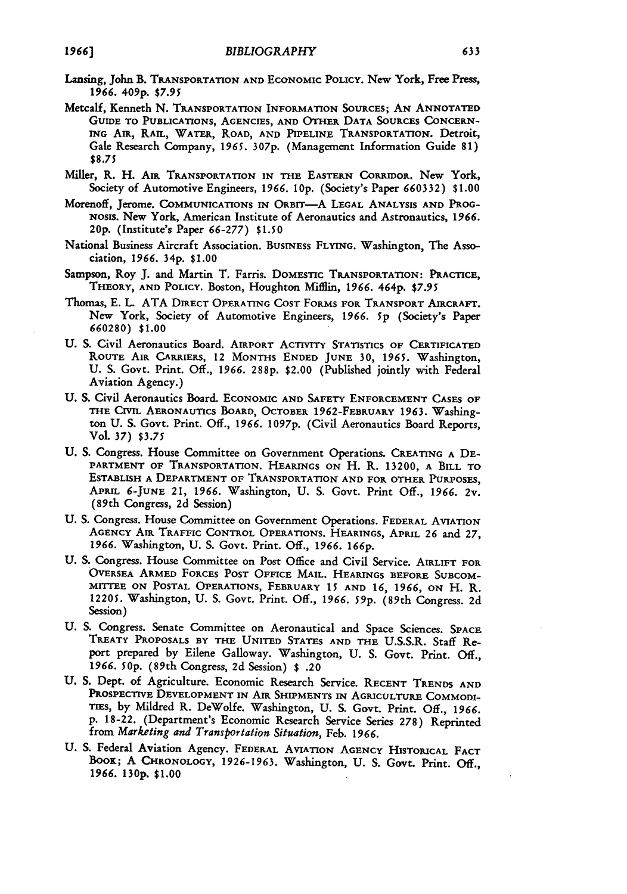Lansing, John B. TRANSPORTATION AND ECONOMIC POLICY. New York, Free Press, 1966. 409p. $7.95

Metcalf, Kenneth N. TRANSPORTATION INFORMATION SOURCES; AN ANNOTATED GUIDE TO PUBLICATIONS, AGENCIES, AND OTHER DATA SOURCES CONCERNING AIR, RAIL, WATER, ROAD, AND PIPELINE TRANSPORTATION. Detroit, Gale Research Company, 1965. 307p. (Management Information Guide 81) $8.75

Miller, R. H. AIR TRANSPORTATION IN THE EASTERN CORRIDOR. New York, Society of Automotive Engineers, 1966. 10p. (Society's Paper 660332) $1.00

Morenoff, Jerome. COMMUNICATIONS IN ORBIT—A LEGAL ANALYSIS AND PROGNOSIS. New York, American Institute of Aeronautics and Astronautics, 1966. 20p. (Institute's Paper 66-277) $1.50

National Business Aircraft Association. BUSINESS FLYING. Washington, The Association, 1966. 34p. $1.00

Sampson, Roy J. and Martin T. Farris. DOMESTIC TRANSPORTATION: PRACTICE, THEORY, AND POLICY. Boston, Houghton Mifflin, 1966. 464p. $7.95

Thomas, E. L. ATA DIRECT OPERATING COST FORMS FOR TRANSPORT AIRCRAFT. New York, Society of Automotive Engineers, 1966. 5p (Society's Paper 660280) $1.00

U. S. Civil Aeronautics Board. AIRPORT ACTIVITY STATISTICS OF CERTIFICATED ROUTE AIR CARRIERS, 12 MONTHS ENDED JUNE 30, 1965. Washington, U. S. Govt. Print. Off., 1966. 288p. $2.00 (Published jointly with Federal Aviation Agency.)

U. S. Civil Aeronautics Board. ECONOMIC AND SAFETY ENFORCEMENT CASES OF THE CIVIL AERONAUTICS BOARD, OCTOBER 1962-FEBRUARY 1963. Washington U. S. Govt. Print. Off., 1966. 1097p. (Civil Aeronautics Board Reports, Vol. 37) $3.75

U. S. Congress. House Committee on Government Operations. CREATING A DEPARTMENT OF TRANSPORTATION. HEARINGS ON H. R. 13200, A BILL TO ESTABLISH A DEPARTMENT OF TRANSPORTATION AND FOR OTHER PURPOSES, APRIL 6-JUNE 21, 1966. Washington, U. S. Govt. Print Off., 1966. 2v. (89th Congress, 2d Session)

U. S. Congress. House Committee on Government Operations. FEDERAL AVIATION AGENCY AIR TRAFFIC CONTROL OPERATIONS. HEARINGS, APRIL 26 and 27, 1966. Washington, U. S. Govt. Print. Off., 1966. 166p.

U. S. Congress. House Committee on Post Office and Civil Service. AIRLIFT FOR OVERSEA ARMED FORCES POST OFFICE MAIL. HEARINGS BEFORE SUBCOMMITTEE ON POSTAL OPERATIONS, FEBRUARY 15 AND 16, 1966, ON H. R. 12205. Washington, U. S. Govt. Print. Off., 1966. 59p. (89th Congress. 2d Session)

U. S. Congress. Senate Committee on Aeronautical and Space Sciences. SPACE TREATY PROPOSALS BY THE UNITED STATES AND THE U.S.S.R. Staff Report prepared by Eilene Galloway. Washington, U. S. Govt. Print. Off., 1966. 50p. (89th Congress, 2d Session) $ .20

U. S. Dept. of Agriculture. Economic Research Service. RECENT TRENDS AND PROSPECTIVE DEVELOPMENT IN AIR SHIPMENTS IN AGRICULTURE COMMODITIES, by Mildred R. DeWolfe. Washington, U. S. Govt. Print. Off., 1966. p. 18-22. (Department's Economic Research Service Series 278) Reprinted from *Marketing and Transportation Situation*, Feb. 1966.

U. S. Federal Aviation Agency. FEDERAL AVIATION AGENCY HISTORICAL FACT BOOK; A CHRONOLOGY, 1926-1963. Washington, U. S. Govt. Print. Off., 1966. 130p. $1.00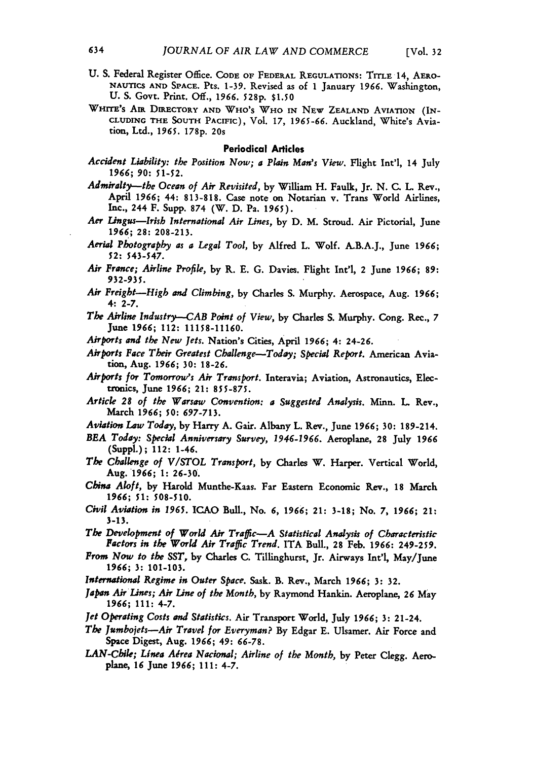U. S. Federal Register Office. CODE OF FEDERAL REGULATIONS: TITLE 14, AERONAUTICS AND SPACE. Pts. 1-39. Revised as of 1 January 1966. Washington, U. S. Govt. Print. Off., 1966. 528p. $1.50

WHITE'S AIR DIRECTORY AND WHO'S WHO IN NEW ZEALAND AVIATION (INCLUDING THE SOUTH PACIFIC), Vol. 17, 1965-66. Auckland, White's Aviation, Ltd., 1965. 178p. 20s

### Periodical Articles

*Accident Liability: the Position Now; a Plain Man's View.* Flight Int'l, 14 July 1966; 90: 51-52.

*Admiralty—the Ocean of Air Revisited,* by William H. Faulk, Jr. N. C. L. Rev., April 1966; 44: 813-818. Case note on Notarian v. Trans World Airlines, Inc., 244 F. Supp. 874 (W. D. Pa. 1965).

*Aer Lingus—Irish International Air Lines,* by D. M. Stroud. Air Pictorial, June 1966; 28: 208-213.

*Aerial Photography as a Legal Tool,* by Alfred L. Wolf. A.B.A.J., June 1966; 52: 543-547.

*Air France; Airline Profile,* by R. E. G. Davies. Flight Int'l, 2 June 1966; 89: 932-935.

*Air Freight—High and Climbing,* by Charles S. Murphy. Aerospace, Aug. 1966; 4: 2-7.

*The Airline Industry—CAB Point of View,* by Charles S. Murphy. Cong. Rec., 7 June 1966; 112: 11158-11160.

*Airports and the New Jets.* Nation's Cities, April 1966; 4: 24-26.

*Airports Face Their Greatest Challenge—Today; Special Report.* American Aviation, Aug. 1966; 30: 18-26.

*Airports for Tomorrow's Air Transport.* Interavia; Aviation, Astronautics, Electronics, June 1966; 21: 855-875.

*Article 28 of the Warsaw Convention: a Suggested Analysis.* Minn. L. Rev., March 1966; 50: 697-713.

*Aviation Law Today,* by Harry A. Gair. Albany L. Rev., June 1966; 30: 189-214.

*BEA Today: Special Anniversary Survey, 1946-1966.* Aeroplane, 28 July 1966 (Suppl.); 112: 1-46.

*The Challenge of V/STOL Transport,* by Charles W. Harper. Vertical World, Aug. 1966; 1: 26-30.

*China Aloft,* by Harold Munthe-Kaas. Far Eastern Economic Rev., 18 March 1966; 51: 508-510.

*Civil Aviation in 1965.* ICAO Bull., No. 6, 1966; 21: 3-18; No. 7, 1966; 21: 3-13.

*The Development of World Air Traffic—A Statistical Analysis of Characteristic Factors in the World Air Traffic Trend.* ITA Bull., 28 Feb. 1966: 249-259.

*From Now to the SST,* by Charles C. Tillinghurst, Jr. Airways Int'l, May/June 1966; 3: 101-103.

*International Regime in Outer Space.* Sask. B. Rev., March 1966; 3: 32.

*Japan Air Lines; Air Line of the Month,* by Raymond Hankin. Aeroplane, 26 May 1966; 111: 4-7.

*Jet Operating Costs and Statistics.* Air Transport World, July 1966; 3: 21-24.

*The Jumbojets—Air Travel for Everyman?* By Edgar E. Ulsamer. Air Force and Space Digest, Aug. 1966; 49: 66-78.

*LAN-Chile; Linea Aérea Nacional; Airline of the Month,* by Peter Clegg. Aeroplane, 16 June 1966; 111: 4-7.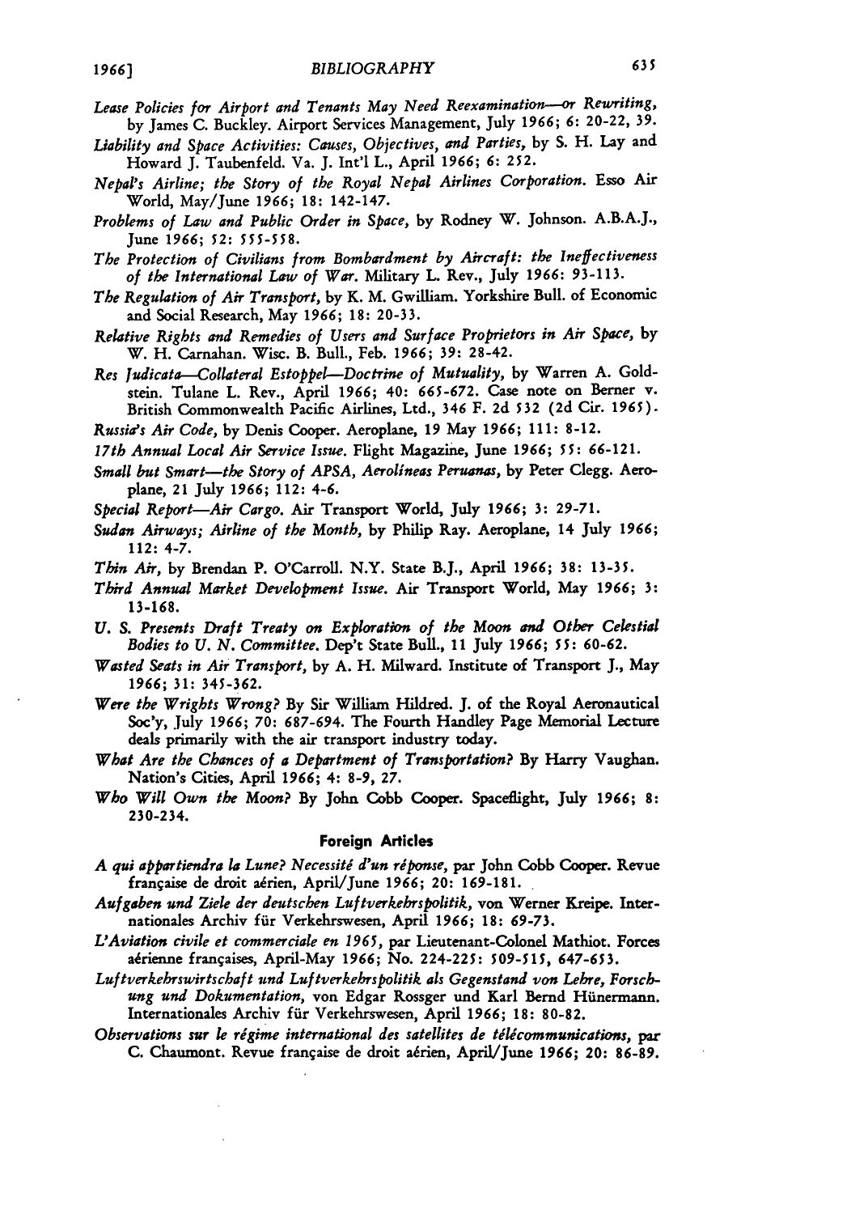*Lease Policies for Airport and Tenants May Need Reexamination—or Rewriting*, by James C. Buckley. Airport Services Management, July 1966; 6: 20-22, 39.

*Liability and Space Activities: Causes, Objectives, and Parties*, by S. H. Lay and Howard J. Taubenfeld. Va. J. Int'l L., April 1966; 6: 252.

*Nepal's Airline; the Story of the Royal Nepal Airlines Corporation*. Esso Air World, May/June 1966; 18: 142-147.

*Problems of Law and Public Order in Space*, by Rodney W. Johnson. A.B.A.J., June 1966; 52: 555-558.

*The Protection of Civilians from Bombardment by Aircraft: the Ineffectiveness of the International Law of War*. Military L. Rev., July 1966: 93-113.

*The Regulation of Air Transport*, by K. M. Gwilliam. Yorkshire Bull. of Economic and Social Research, May 1966; 18: 20-33.

*Relative Rights and Remedies of Users and Surface Proprietors in Air Space*, by W. H. Carnahan. Wisc. B. Bull., Feb. 1966; 39: 28-42.

*Res Judicata—Collateral Estoppel—Doctrine of Mutuality*, by Warren A. Goldstein. Tulane L. Rev., April 1966; 40: 665-672. Case note on Berner v. British Commonwealth Pacific Airlines, Ltd., 346 F. 2d 532 (2d Cir. 1965).

*Russia's Air Code*, by Denis Cooper. Aeroplane, 19 May 1966; 111: 8-12.

*17th Annual Local Air Service Issue*. Flight Magazine, June 1966; 55: 66-121.

*Small but Smart—the Story of APSA, Aerolineas Peruanas*, by Peter Clegg. Aeroplane, 21 July 1966; 112: 4-6.

*Special Report—Air Cargo*. Air Transport World, July 1966; 3: 29-71.

*Sudan Airways; Airline of the Month*, by Philip Ray. Aeroplane, 14 July 1966; 112: 4-7.

*Thin Air*, by Brendan P. O'Carroll. N.Y. State B.J., April 1966; 38: 13-35.

*Third Annual Market Development Issue*. Air Transport World, May 1966; 3: 13-168.

*U. S. Presents Draft Treaty on Exploration of the Moon and Other Celestial Bodies to U. N. Committee*. Dep't State Bull., 11 July 1966; 55: 60-62.

*Wasted Seats in Air Transport*, by A. H. Milward. Institute of Transport J., May 1966; 31: 345-362.

*Were the Wrights Wrong?* By Sir William Hildred. J. of the Royal Aeronautical Soc'y, July 1966; 70: 687-694. The Fourth Handley Page Memorial Lecture deals primarily with the air transport industry today.

*What Are the Chances of a Department of Transportation?* By Harry Vaughan. Nation's Cities, April 1966; 4: 8-9, 27.

*Who Will Own the Moon?* By John Cobb Cooper. Spaceflight, July 1966; 8: 230-234.

### Foreign Articles

*A qui appartiendra la Lune? Necessité d'un réponse*, par John Cobb Cooper. Revue française de droit aérien, April/June 1966; 20: 169-181.

*Aufgaben und Ziele der deutschen Luftverkehrspolitik*, von Werner Kreipe. Internationales Archiv für Verkehrswesen, April 1966; 18: 69-73.

*L'Aviation civile et commerciale en 1965*, par Lieutenant-Colonel Mathiot. Forces aérienne françaises, April-May 1966; No. 224-225: 509-515, 647-653.

*Luftverkehrswirtschaft und Luftverkehrspolitik als Gegenstand von Lehre, Forschung und Dokumentation*, von Edgar Rossger und Karl Bernd Hünermann. Internationales Archiv für Verkehrswesen, April 1966; 18: 80-82.

*Observations sur le régime international des satellites de télécommunications*, par C. Chaumont. Revue française de droit aérien, April/June 1966; 20: 86-89.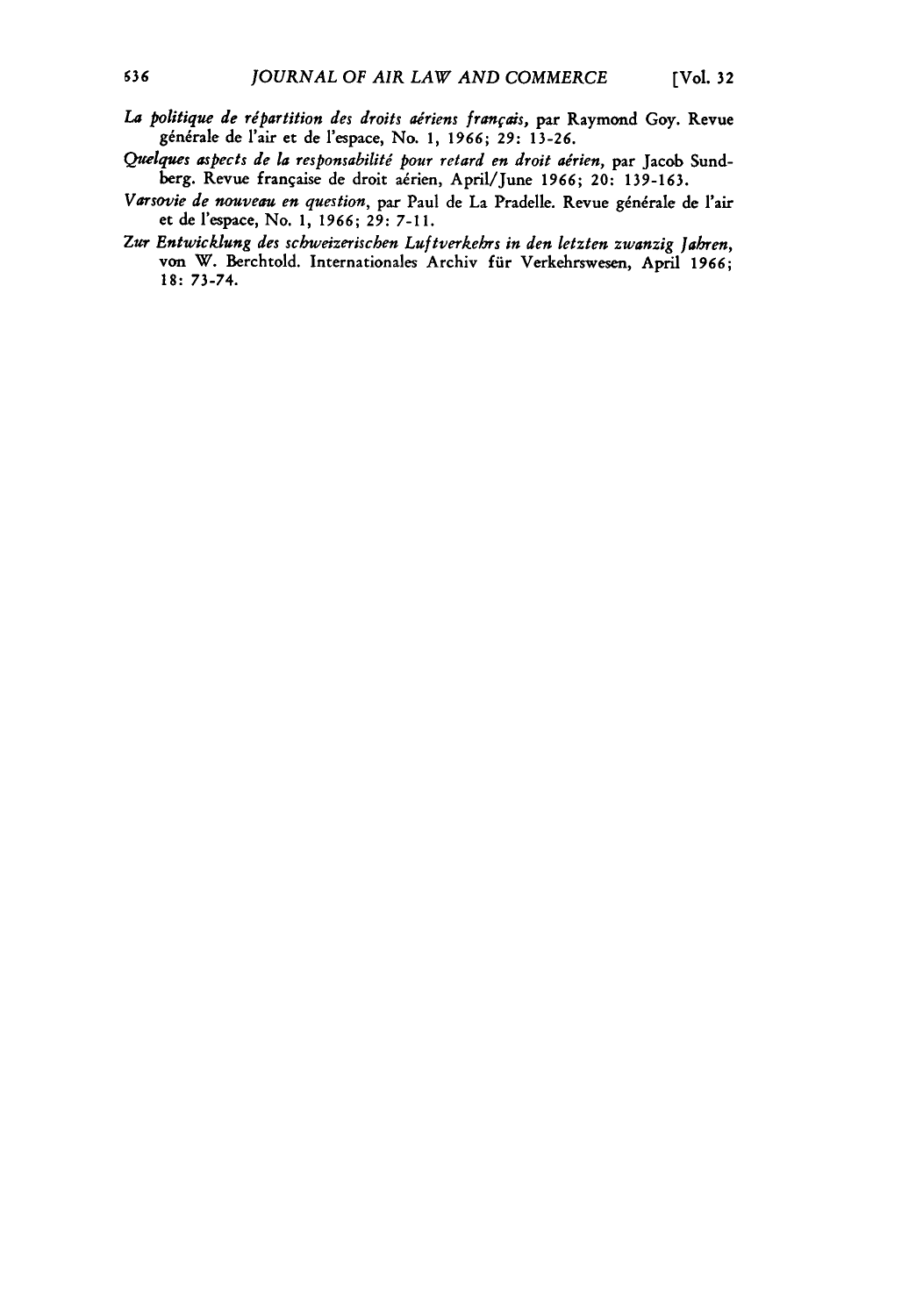*La politique de répartition des droits aériens français*, par Raymond Goy. Revue générale de l'air et de l'espace, No. 1, 1966; 29: 13-26.

*Quelques aspects de la responsabilité pour retard en droit aérien*, par Jacob Sundberg. Revue française de droit aérien, April/June 1966; 20: 139-163.

*Varsovie de nouveau en question*, par Paul de La Pradelle. Revue générale de l'air et de l'espace, No. 1, 1966; 29: 7-11.

*Zur Entwicklung des schweizerischen Luftverkehrs in den letzten zwanzig Jahren*, von W. Berchtold. Internationales Archiv für Verkehrswesen, April 1966; 18: 73-74.